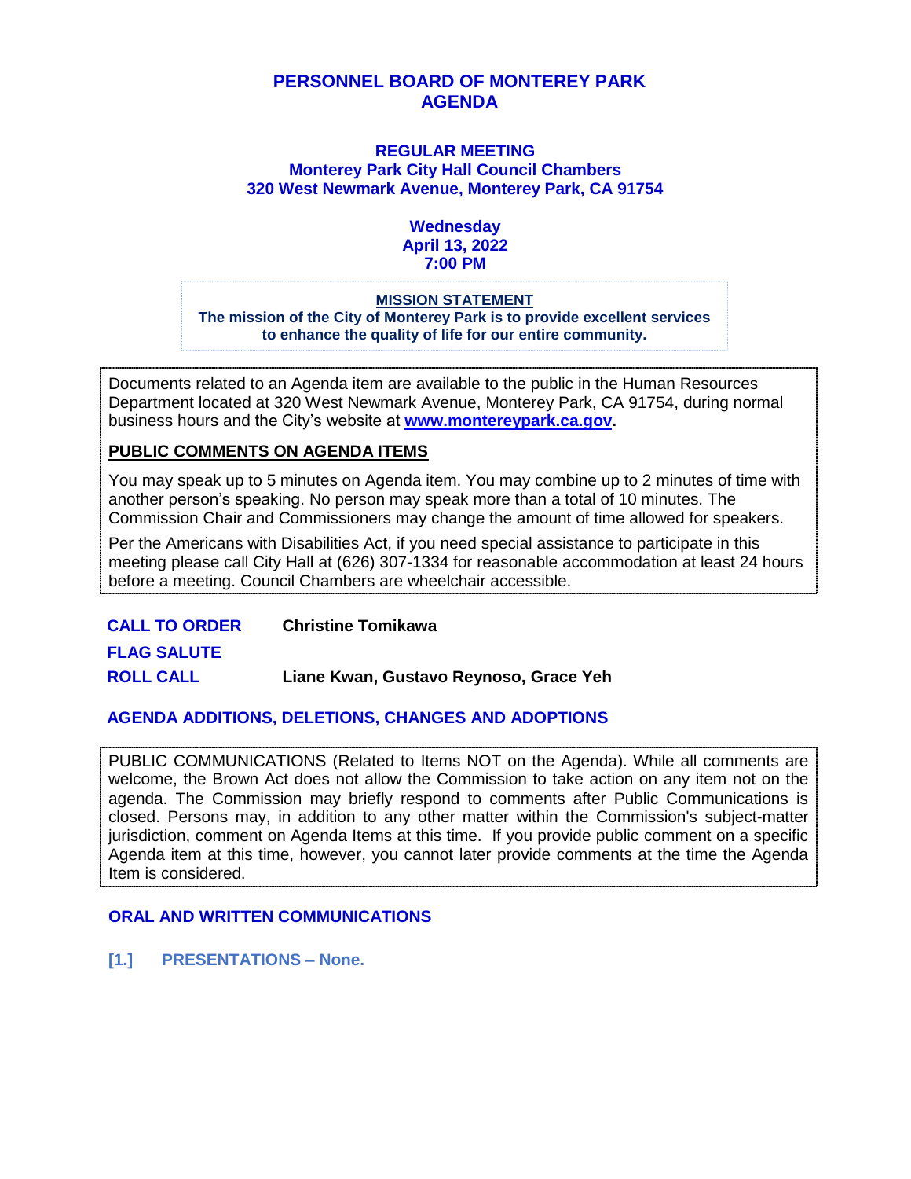# PERSONNEL BOARD OF MONTEREY PARK AGENDA

## REGULAR MEETING
**Monterey Park City Hall Council Chambers**
**320 West Newmark Avenue, Monterey Park, CA 91754**

**Wednesday**
**April 13, 2022**
**7:00 PM**

**MISSION STATEMENT**
**The mission of the City of Monterey Park is to provide excellent services to enhance the quality of life for our entire community.**

Documents related to an Agenda item are available to the public in the Human Resources Department located at 320 West Newmark Avenue, Monterey Park, CA 91754, during normal business hours and the City's website at **www.montereypark.ca.gov.**

**PUBLIC COMMENTS ON AGENDA ITEMS**

You may speak up to 5 minutes on Agenda item. You may combine up to 2 minutes of time with another person's speaking. No person may speak more than a total of 10 minutes. The Commission Chair and Commissioners may change the amount of time allowed for speakers.

Per the Americans with Disabilities Act, if you need special assistance to participate in this meeting please call City Hall at (626) 307-1334 for reasonable accommodation at least 24 hours before a meeting. Council Chambers are wheelchair accessible.

**CALL TO ORDER** **Christine Tomikawa**

**FLAG SALUTE**

**ROLL CALL** **Liane Kwan, Gustavo Reynoso, Grace Yeh**

**AGENDA ADDITIONS, DELETIONS, CHANGES AND ADOPTIONS**

PUBLIC COMMUNICATIONS (Related to Items NOT on the Agenda). While all comments are welcome, the Brown Act does not allow the Commission to take action on any item not on the agenda. The Commission may briefly respond to comments after Public Communications is closed. Persons may, in addition to any other matter within the Commission's subject-matter jurisdiction, comment on Agenda Items at this time. If you provide public comment on a specific Agenda item at this time, however, you cannot later provide comments at the time the Agenda Item is considered.

**ORAL AND WRITTEN COMMUNICATIONS**

**[1.] PRESENTATIONS – None.**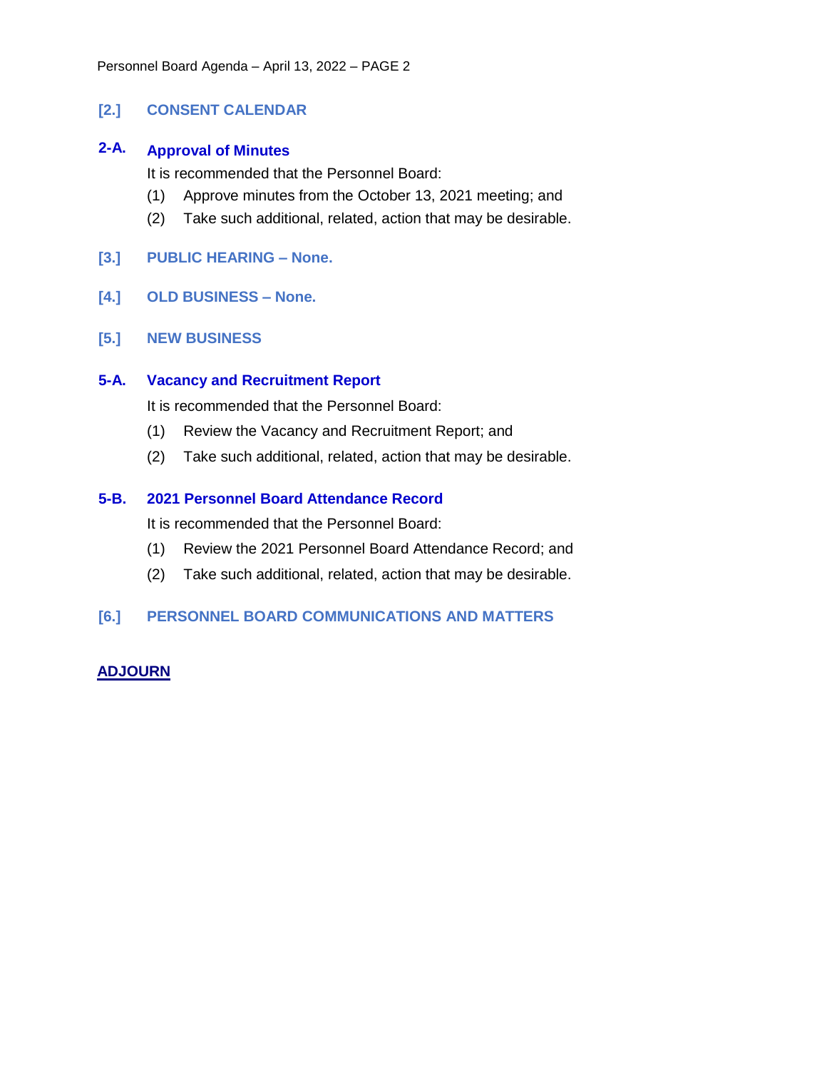## [2.] CONSENT CALENDAR

### 2-A. Approval of Minutes

It is recommended that the Personnel Board:

(1) Approve minutes from the October 13, 2021 meeting; and

(2) Take such additional, related, action that may be desirable.

## [3.] PUBLIC HEARING – None.

## [4.] OLD BUSINESS – None.

## [5.] NEW BUSINESS

### 5-A. Vacancy and Recruitment Report

It is recommended that the Personnel Board:

(1) Review the Vacancy and Recruitment Report; and

(2) Take such additional, related, action that may be desirable.

### 5-B. 2021 Personnel Board Attendance Record

It is recommended that the Personnel Board:

(1) Review the 2021 Personnel Board Attendance Record; and

(2) Take such additional, related, action that may be desirable.

## [6.] PERSONNEL BOARD COMMUNICATIONS AND MATTERS

**ADJOURN**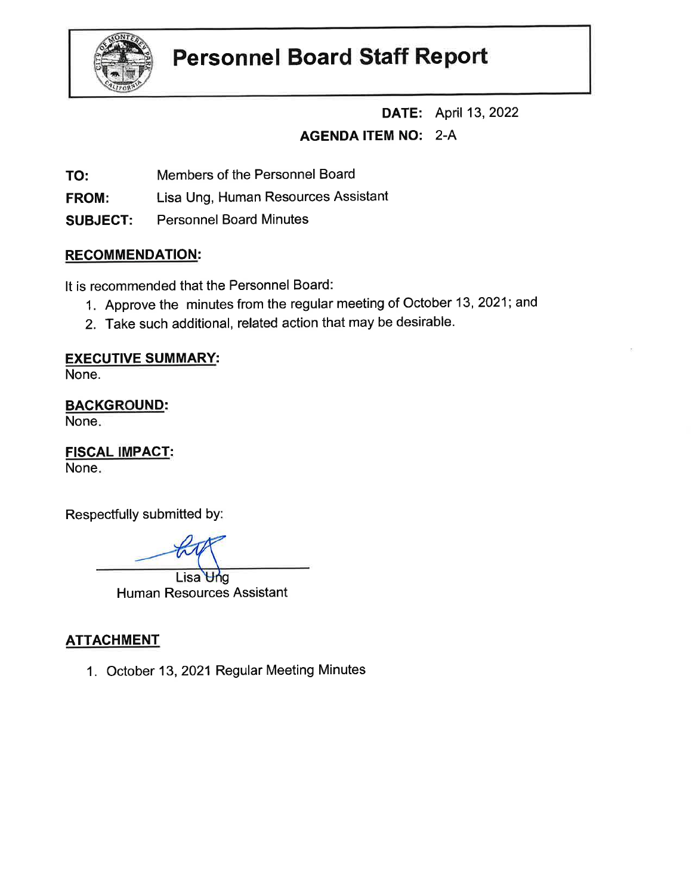# Personnel Board Staff Report

**DATE:** April 13, 2022

**AGENDA ITEM NO:** 2-A

**TO:** Members of the Personnel Board

**FROM:** Lisa Ung, Human Resources Assistant

**SUBJECT:** Personnel Board Minutes

## RECOMMENDATION:

It is recommended that the Personnel Board:

1. Approve the minutes from the regular meeting of October 13, 2021; and
2. Take such additional, related action that may be desirable.

## EXECUTIVE SUMMARY:

None.

## BACKGROUND:

None.

## FISCAL IMPACT:

None.

Respectfully submitted by:

Lisa Ung
Human Resources Assistant

## ATTACHMENT

1. October 13, 2021 Regular Meeting Minutes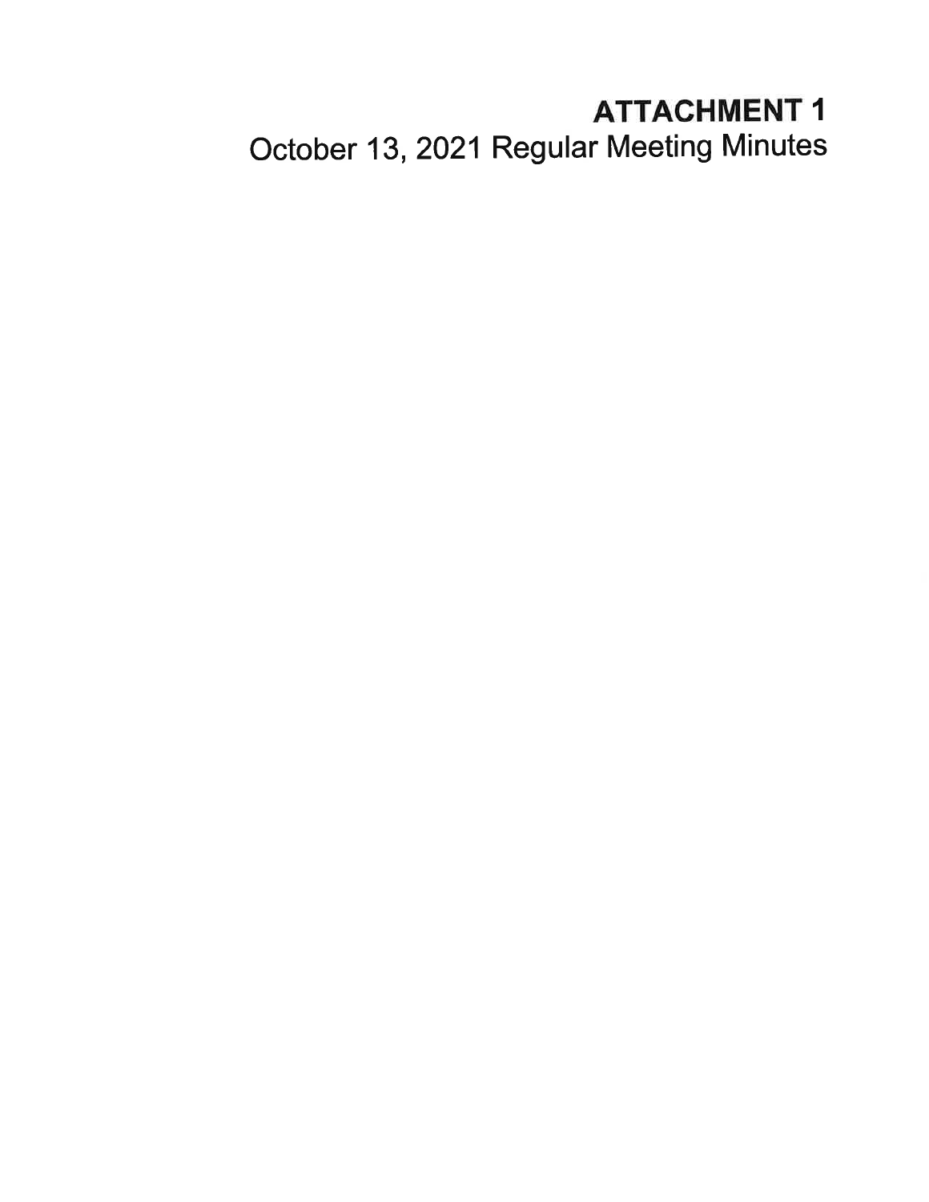# ATTACHMENT 1

October 13, 2021 Regular Meeting Minutes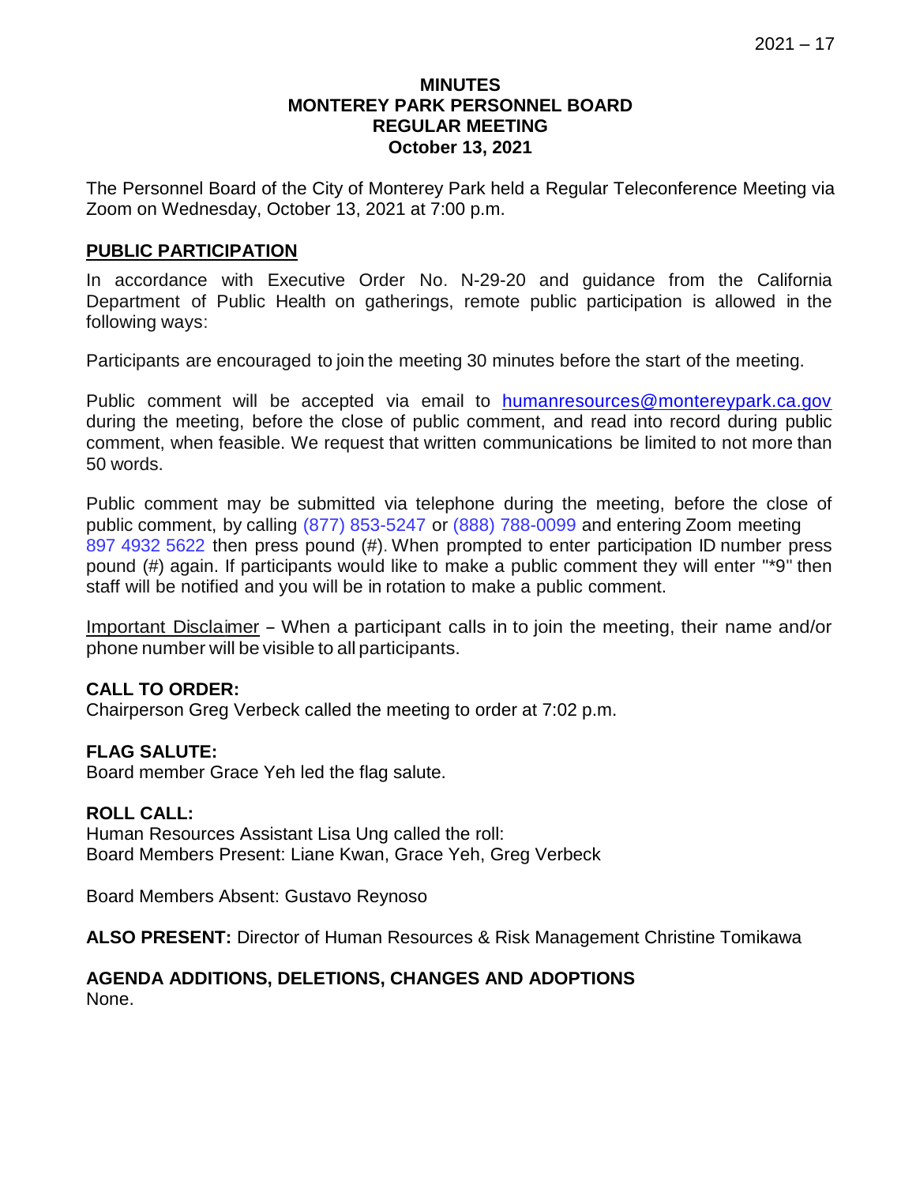2021 – 17

**MINUTES**
**MONTEREY PARK PERSONNEL BOARD**
**REGULAR MEETING**
**October 13, 2021**

The Personnel Board of the City of Monterey Park held a Regular Teleconference Meeting via Zoom on Wednesday, October 13, 2021 at 7:00 p.m.

## PUBLIC PARTICIPATION

In accordance with Executive Order No. N-29-20 and guidance from the California Department of Public Health on gatherings, remote public participation is allowed in the following ways:

Participants are encouraged to join the meeting 30 minutes before the start of the meeting.

Public comment will be accepted via email to humanresources@montereypark.ca.gov during the meeting, before the close of public comment, and read into record during public comment, when feasible. We request that written communications be limited to not more than 50 words.

Public comment may be submitted via telephone during the meeting, before the close of public comment, by calling (877) 853-5247 or (888) 788-0099 and entering Zoom meeting 897 4932 5622 then press pound (#). When prompted to enter participation ID number press pound (#) again. If participants would like to make a public comment they will enter "*9" then staff will be notified and you will be in rotation to make a public comment.

Important Disclaimer – When a participant calls in to join the meeting, their name and/or phone number will be visible to all participants.

**CALL TO ORDER:**
Chairperson Greg Verbeck called the meeting to order at 7:02 p.m.

**FLAG SALUTE:**
Board member Grace Yeh led the flag salute.

**ROLL CALL:**
Human Resources Assistant Lisa Ung called the roll:
Board Members Present: Liane Kwan, Grace Yeh, Greg Verbeck

Board Members Absent: Gustavo Reynoso

**ALSO PRESENT:** Director of Human Resources & Risk Management Christine Tomikawa

**AGENDA ADDITIONS, DELETIONS, CHANGES AND ADOPTIONS**
None.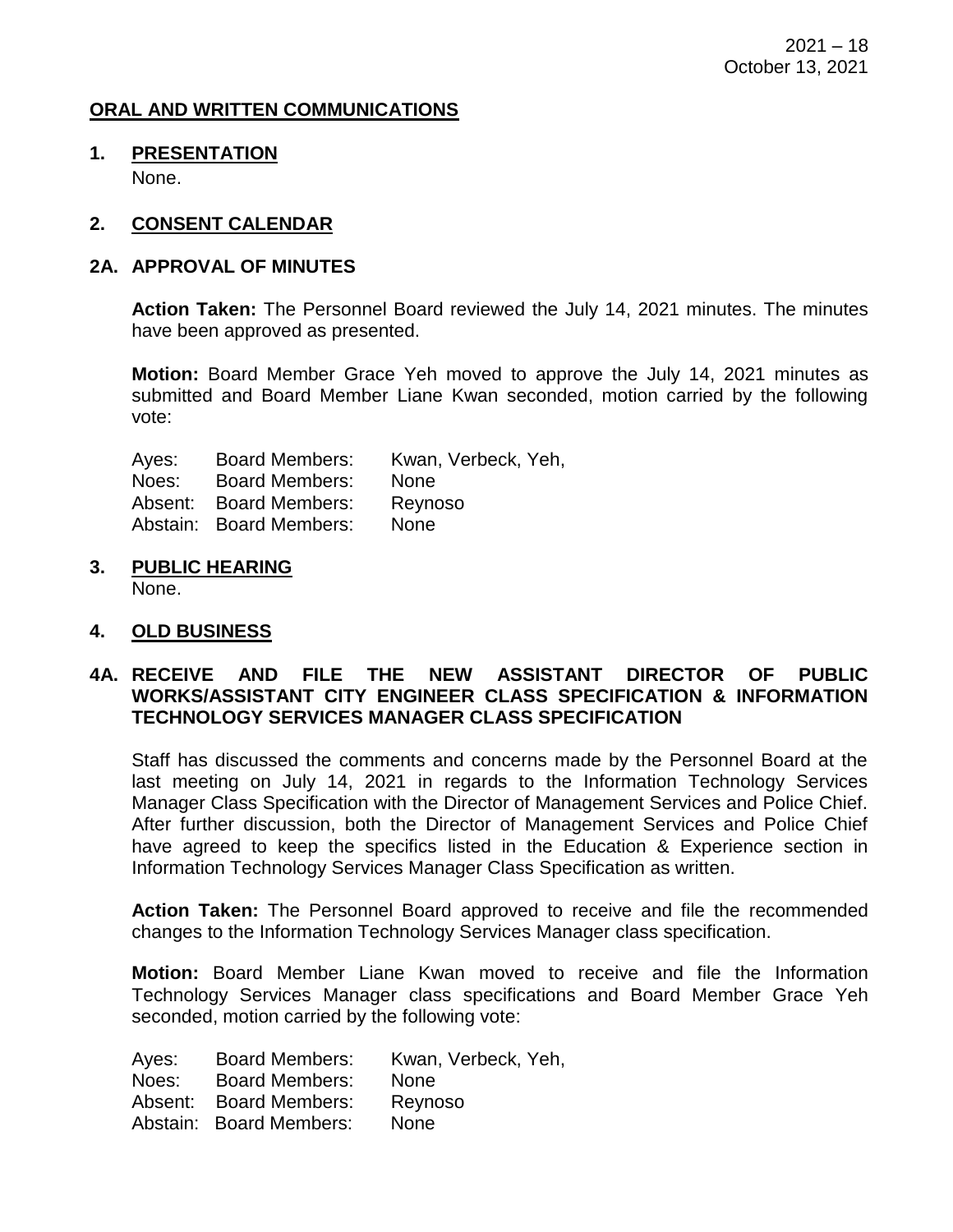2021 – 18
October 13, 2021

## ORAL AND WRITTEN COMMUNICATIONS

### 1. PRESENTATION

None.

### 2. CONSENT CALENDAR

### 2A. APPROVAL OF MINUTES

**Action Taken:** The Personnel Board reviewed the July 14, 2021 minutes. The minutes have been approved as presented.

**Motion:** Board Member Grace Yeh moved to approve the July 14, 2021 minutes as submitted and Board Member Liane Kwan seconded, motion carried by the following vote:

| | | |
|---|---|---|
| Ayes: | Board Members: | Kwan, Verbeck, Yeh, |
| Noes: | Board Members: | None |
| Absent: | Board Members: | Reynoso |
| Abstain: | Board Members: | None |

### 3. PUBLIC HEARING

None.

### 4. OLD BUSINESS

### 4A. RECEIVE AND FILE THE NEW ASSISTANT DIRECTOR OF PUBLIC WORKS/ASSISTANT CITY ENGINEER CLASS SPECIFICATION & INFORMATION TECHNOLOGY SERVICES MANAGER CLASS SPECIFICATION

Staff has discussed the comments and concerns made by the Personnel Board at the last meeting on July 14, 2021 in regards to the Information Technology Services Manager Class Specification with the Director of Management Services and Police Chief. After further discussion, both the Director of Management Services and Police Chief have agreed to keep the specifics listed in the Education & Experience section in Information Technology Services Manager Class Specification as written.

**Action Taken:** The Personnel Board approved to receive and file the recommended changes to the Information Technology Services Manager class specification.

**Motion:** Board Member Liane Kwan moved to receive and file the Information Technology Services Manager class specifications and Board Member Grace Yeh seconded, motion carried by the following vote:

| | | |
|---|---|---|
| Ayes: | Board Members: | Kwan, Verbeck, Yeh, |
| Noes: | Board Members: | None |
| Absent: | Board Members: | Reynoso |
| Abstain: | Board Members: | None |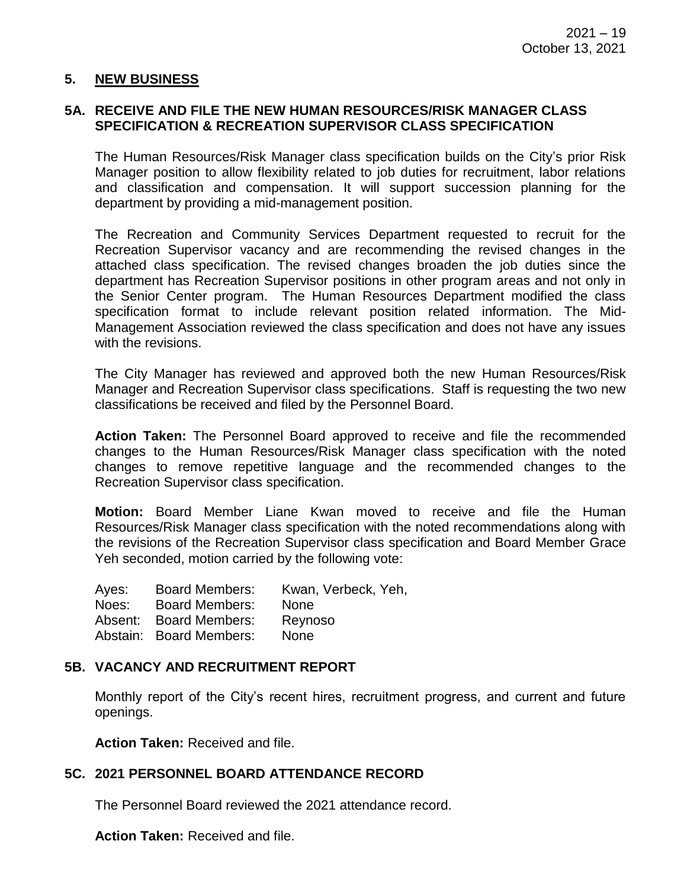## 5. NEW BUSINESS

### 5A. RECEIVE AND FILE THE NEW HUMAN RESOURCES/RISK MANAGER CLASS SPECIFICATION & RECREATION SUPERVISOR CLASS SPECIFICATION

The Human Resources/Risk Manager class specification builds on the City's prior Risk Manager position to allow flexibility related to job duties for recruitment, labor relations and classification and compensation. It will support succession planning for the department by providing a mid-management position.

The Recreation and Community Services Department requested to recruit for the Recreation Supervisor vacancy and are recommending the revised changes in the attached class specification. The revised changes broaden the job duties since the department has Recreation Supervisor positions in other program areas and not only in the Senior Center program. The Human Resources Department modified the class specification format to include relevant position related information. The Mid-Management Association reviewed the class specification and does not have any issues with the revisions.

The City Manager has reviewed and approved both the new Human Resources/Risk Manager and Recreation Supervisor class specifications. Staff is requesting the two new classifications be received and filed by the Personnel Board.

**Action Taken:** The Personnel Board approved to receive and file the recommended changes to the Human Resources/Risk Manager class specification with the noted changes to remove repetitive language and the recommended changes to the Recreation Supervisor class specification.

**Motion:** Board Member Liane Kwan moved to receive and file the Human Resources/Risk Manager class specification with the noted recommendations along with the revisions of the Recreation Supervisor class specification and Board Member Grace Yeh seconded, motion carried by the following vote:

| | | |
|---|---|---|
| Ayes: | Board Members: | Kwan, Verbeck, Yeh, |
| Noes: | Board Members: | None |
| Absent: | Board Members: | Reynoso |
| Abstain: | Board Members: | None |

### 5B. VACANCY AND RECRUITMENT REPORT

Monthly report of the City's recent hires, recruitment progress, and current and future openings.

**Action Taken:** Received and file.

### 5C. 2021 PERSONNEL BOARD ATTENDANCE RECORD

The Personnel Board reviewed the 2021 attendance record.

**Action Taken:** Received and file.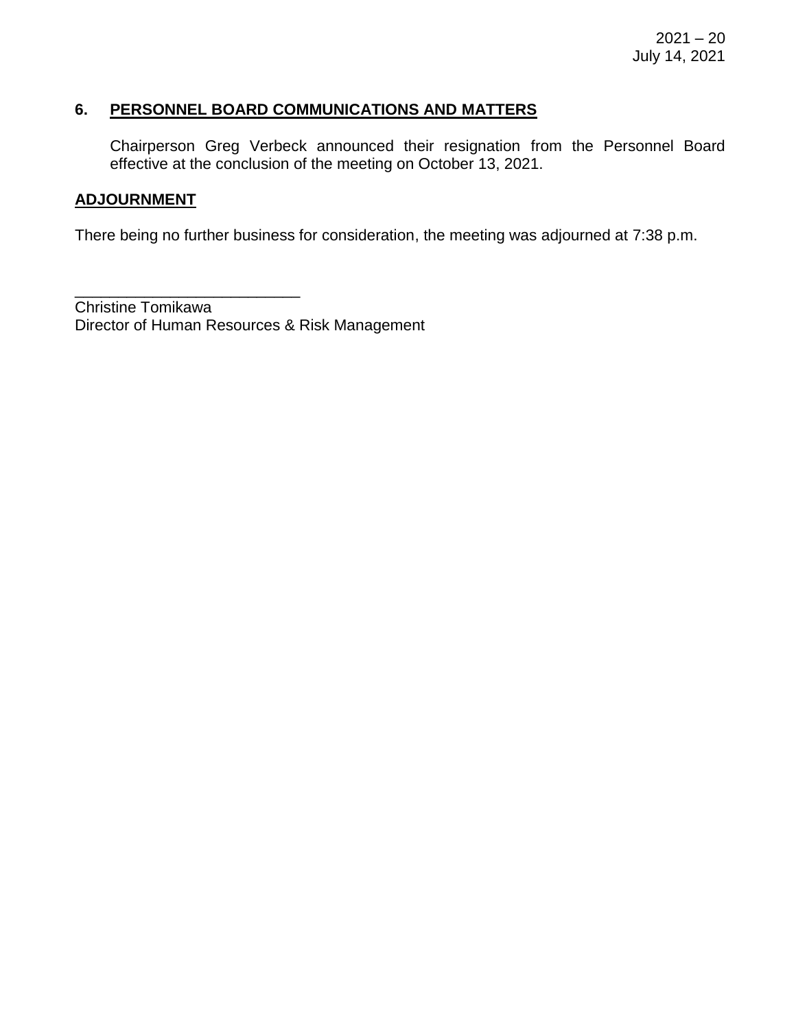## 6. PERSONNEL BOARD COMMUNICATIONS AND MATTERS

Chairperson Greg Verbeck announced their resignation from the Personnel Board effective at the conclusion of the meeting on October 13, 2021.

## ADJOURNMENT

There being no further business for consideration, the meeting was adjourned at 7:38 p.m.

___________________________

Christine Tomikawa
Director of Human Resources & Risk Management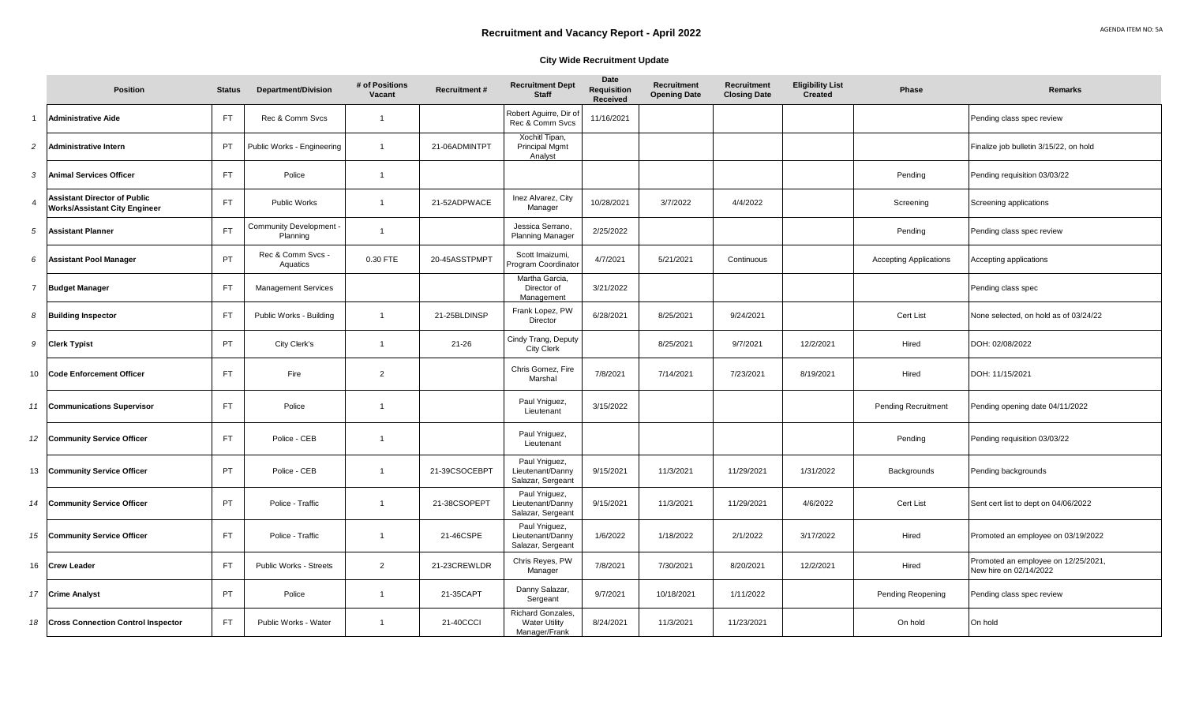AGENDA ITEM NO: 5A

# Recruitment and Vacancy Report - April 2022

## City Wide Recruitment Update

| | Position | Status | Department/Division | # of Positions Vacant | Recruitment # | Recruitment Dept Staff | Date Requisition Received | Recruitment Opening Date | Recruitment Closing Date | Eligibility List Created | Phase | Remarks |
|---|---|---|---|---|---|---|---|---|---|---|---|---|
| 1 | Administrative Aide | FT | Rec & Comm Svcs | 1 | | Robert Aguirre, Dir of Rec & Comm Svcs | 11/16/2021 | | | | | Pending class spec review |
| 2 | Administrative Intern | PT | Public Works - Engineering | 1 | 21-06ADMINTPT | Xochitl Tipan, Principal Mgmt Analyst | | | | | | Finalize job bulletin 3/15/22, on hold |
| 3 | Animal Services Officer | FT | Police | 1 | | | | | | | Pending | Pending requisition 03/03/22 |
| 4 | Assistant Director of Public Works/Assistant City Engineer | FT | Public Works | 1 | 21-52ADPWACE | Inez Alvarez, City Manager | 10/28/2021 | 3/7/2022 | 4/4/2022 | | Screening | Screening applications |
| 5 | Assistant Planner | FT | Community Development - Planning | 1 | | Jessica Serrano, Planning Manager | 2/25/2022 | | | | Pending | Pending class spec review |
| 6 | Assistant Pool Manager | PT | Rec & Comm Svcs - Aquatics | 0.30 FTE | 20-45ASSTPMPT | Scott Imaizumi, Program Coordinator | 4/7/2021 | 5/21/2021 | Continuous | | Accepting Applications | Accepting applications |
| 7 | Budget Manager | FT | Management Services | | | Martha Garcia, Director of Management | 3/21/2022 | | | | | Pending class spec |
| 8 | Building Inspector | FT | Public Works - Building | 1 | 21-25BLDINSP | Frank Lopez, PW Director | 6/28/2021 | 8/25/2021 | 9/24/2021 | | Cert List | None selected, on hold as of 03/24/22 |
| 9 | Clerk Typist | PT | City Clerk's | 1 | 21-26 | Cindy Trang, Deputy City Clerk | | 8/25/2021 | 9/7/2021 | 12/2/2021 | Hired | DOH: 02/08/2022 |
| 10 | Code Enforcement Officer | FT | Fire | 2 | | Chris Gomez, Fire Marshal | 7/8/2021 | 7/14/2021 | 7/23/2021 | 8/19/2021 | Hired | DOH: 11/15/2021 |
| 11 | Communications Supervisor | FT | Police | 1 | | Paul Yniguez, Lieutenant | 3/15/2022 | | | | Pending Recruitment | Pending opening date 04/11/2022 |
| 12 | Community Service Officer | FT | Police - CEB | 1 | | Paul Yniguez, Lieutenant | | | | | Pending | Pending requisition 03/03/22 |
| 13 | Community Service Officer | PT | Police - CEB | 1 | 21-39CSOCEBPT | Paul Yniguez, Lieutenant/Danny Salazar, Sergeant | 9/15/2021 | 11/3/2021 | 11/29/2021 | 1/31/2022 | Backgrounds | Pending backgrounds |
| 14 | Community Service Officer | PT | Police - Traffic | 1 | 21-38CSOPEPT | Paul Yniguez, Lieutenant/Danny Salazar, Sergeant | 9/15/2021 | 11/3/2021 | 11/29/2021 | 4/6/2022 | Cert List | Sent cert list to dept on 04/06/2022 |
| 15 | Community Service Officer | FT | Police - Traffic | 1 | 21-46CSPE | Paul Yniguez, Lieutenant/Danny Salazar, Sergeant | 1/6/2022 | 1/18/2022 | 2/1/2022 | 3/17/2022 | Hired | Promoted an employee on 03/19/2022 |
| 16 | Crew Leader | FT | Public Works - Streets | 2 | 21-23CREWLDR | Chris Reyes, PW Manager | 7/8/2021 | 7/30/2021 | 8/20/2021 | 12/2/2021 | Hired | Promoted an employee on 12/25/2021, New hire on 02/14/2022 |
| 17 | Crime Analyst | PT | Police | 1 | 21-35CAPT | Danny Salazar, Sergeant | 9/7/2021 | 10/18/2021 | 1/11/2022 | | Pending Reopening | Pending class spec review |
| 18 | Cross Connection Control Inspector | FT | Public Works - Water | 1 | 21-40CCCI | Richard Gonzales, Water Utility Manager/Frank | 8/24/2021 | 11/3/2021 | 11/23/2021 | | On hold | On hold |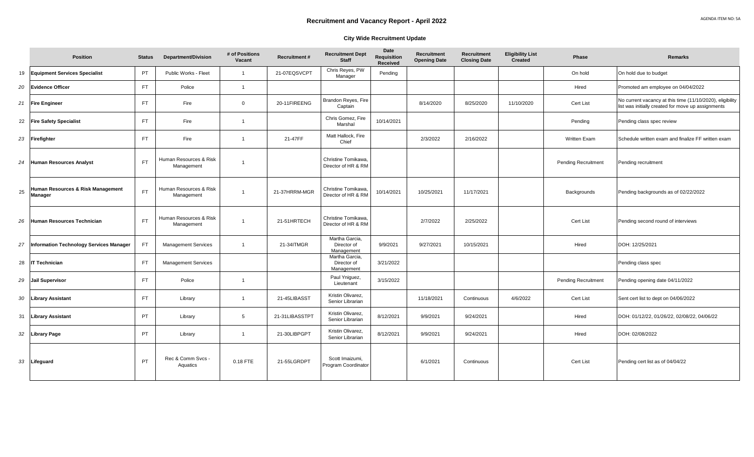# Recruitment and Vacancy Report - April 2022

AGENDA ITEM NO: 5A

## City Wide Recruitment Update

| | Position | Status | Department/Division | # of Positions Vacant | Recruitment # | Recruitment Dept Staff | Date Requisition Received | Recruitment Opening Date | Recruitment Closing Date | Eligibility List Created | Phase | Remarks |
|---|---|---|---|---|---|---|---|---|---|---|---|---|
| 19 | **Equipment Services Specialist** | PT | Public Works - Fleet | 1 | 21-07EQSVCPT | Chris Reyes, PW Manager | Pending | | | | On hold | On hold due to budget |
| 20 | **Evidence Officer** | FT | Police | 1 | | | | | | | Hired | Promoted am employee on 04/04/2022 |
| 21 | **Fire Engineer** | FT | Fire | 0 | 20-11FIREENG | Brandon Reyes, Fire Captain | | 8/14/2020 | 8/25/2020 | 11/10/2020 | Cert List | No current vacancy at this time (11/10/2020), eligibility list was initially created for move up assignments |
| 22 | **Fire Safety Specialist** | FT | Fire | 1 | | Chris Gomez, Fire Marshal | 10/14/2021 | | | | Pending | Pending class spec review |
| 23 | **Firefighter** | FT | Fire | 1 | 21-47FF | Matt Hallock, Fire Chief | | 2/3/2022 | 2/16/2022 | | Written Exam | Schedule written exam and finalize FF written exam |
| 24 | **Human Resources Analyst** | FT | Human Resources & Risk Management | 1 | | Christine Tomikawa, Director of HR & RM | | | | | Pending Recruitment | Pending recruitment |
| 25 | **Human Resources & Risk Management Manager** | FT | Human Resources & Risk Management | 1 | 21-37HRRM-MGR | Christine Tomikawa, Director of HR & RM | 10/14/2021 | 10/25/2021 | 11/17/2021 | | Backgrounds | Pending backgrounds as of 02/22/2022 |
| 26 | **Human Resources Technician** | FT | Human Resources & Risk Management | 1 | 21-51HRTECH | Christine Tomikawa, Director of HR & RM | | 2/7/2022 | 2/25/2022 | | Cert List | Pending second round of interviews |
| 27 | **Information Technology Services Manager** | FT | Management Services | 1 | 21-34ITMGR | Martha Garcia, Director of Management | 9/9/2021 | 9/27/2021 | 10/15/2021 | | Hired | DOH: 12/25/2021 |
| 28 | **IT Technician** | FT | Management Services | | | Martha Garcia, Director of Management | 3/21/2022 | | | | | Pending class spec |
| 29 | **Jail Supervisor** | FT | Police | 1 | | Paul Yniguez, Lieutenant | 3/15/2022 | | | | Pending Recruitment | Pending opening date 04/11/2022 |
| 30 | **Library Assistant** | FT | Library | 1 | 21-45LIBASST | Kristin Olivarez, Senior Librarian | | 11/18/2021 | Continuous | 4/6/2022 | Cert List | Sent cert list to dept on 04/06/2022 |
| 31 | **Library Assistant** | PT | Library | 5 | 21-31LIBASSTPT | Kristin Olivarez, Senior Librarian | 8/12/2021 | 9/9/2021 | 9/24/2021 | | Hired | DOH: 01/12/22, 01/26/22, 02/08/22, 04/06/22 |
| 32 | **Library Page** | PT | Library | 1 | 21-30LIBPGPT | Kristin Olivarez, Senior Librarian | 8/12/2021 | 9/9/2021 | 9/24/2021 | | Hired | DOH: 02/08/2022 |
| 33 | **Lifeguard** | PT | Rec & Comm Svcs - Aquatics | 0.18 FTE | 21-55LGRDPT | Scott Imaizumi, Program Coordinator | | 6/1/2021 | Continuous | | Cert List | Pending cert list as of 04/04/22 |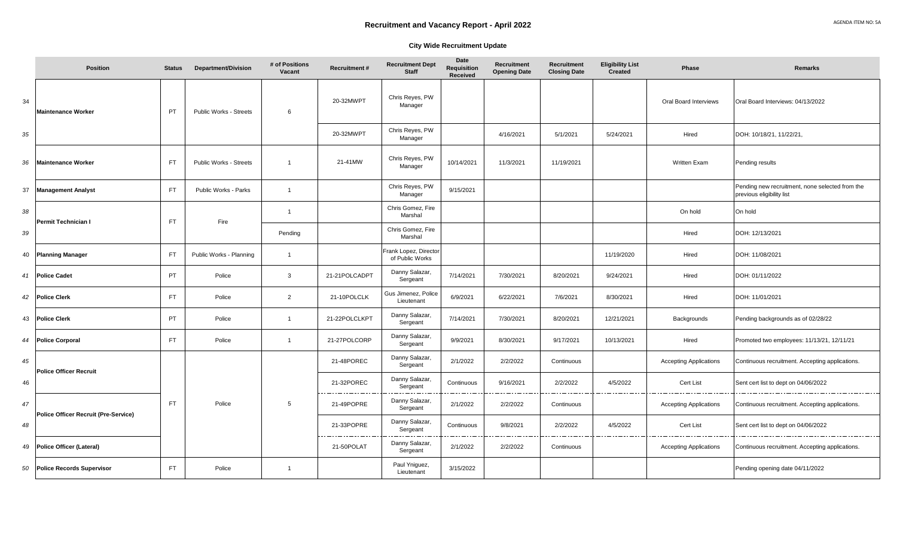AGENDA ITEM NO: 5A

# Recruitment and Vacancy Report - April 2022

## City Wide Recruitment Update

| | Position | Status | Department/Division | # of Positions Vacant | Recruitment # | Recruitment Dept Staff | Date Requisition Received | Recruitment Opening Date | Recruitment Closing Date | Eligibility List Created | Phase | Remarks |
|---|---|---|---|---|---|---|---|---|---|---|---|---|
| 34 | Maintenance Worker | PT | Public Works - Streets | 6 | 20-32MWPT | Chris Reyes, PW Manager | | | | | Oral Board Interviews | Oral Board Interviews: 04/13/2022 |
| 35 | | | | | 20-32MWPT | Chris Reyes, PW Manager | | 4/16/2021 | 5/1/2021 | 5/24/2021 | Hired | DOH: 10/18/21, 11/22/21, |
| 36 | Maintenance Worker | FT | Public Works - Streets | 1 | 21-41MW | Chris Reyes, PW Manager | 10/14/2021 | 11/3/2021 | 11/19/2021 | | Written Exam | Pending results |
| 37 | Management Analyst | FT | Public Works - Parks | 1 | | Chris Reyes, PW Manager | 9/15/2021 | | | | | Pending new recruitment, none selected from the previous eligibility list |
| 38 | Permit Technician I | FT | Fire | 1 | | Chris Gomez, Fire Marshal | | | | | On hold | On hold |
| 39 | | | | Pending | | Chris Gomez, Fire Marshal | | | | | Hired | DOH: 12/13/2021 |
| 40 | Planning Manager | FT | Public Works - Planning | 1 | | Frank Lopez, Director of Public Works | | | | 11/19/2020 | Hired | DOH: 11/08/2021 |
| 41 | Police Cadet | PT | Police | 3 | 21-21POLCADPT | Danny Salazar, Sergeant | 7/14/2021 | 7/30/2021 | 8/20/2021 | 9/24/2021 | Hired | DOH: 01/11/2022 |
| 42 | Police Clerk | FT | Police | 2 | 21-10POLCLK | Gus Jimenez, Police Lieutenant | 6/9/2021 | 6/22/2021 | 7/6/2021 | 8/30/2021 | Hired | DOH: 11/01/2021 |
| 43 | Police Clerk | PT | Police | 1 | 21-22POLCLKPT | Danny Salazar, Sergeant | 7/14/2021 | 7/30/2021 | 8/20/2021 | 12/21/2021 | Backgrounds | Pending backgrounds as of 02/28/22 |
| 44 | Police Corporal | FT | Police | 1 | 21-27POLCORP | Danny Salazar, Sergeant | 9/9/2021 | 8/30/2021 | 9/17/2021 | 10/13/2021 | Hired | Promoted two employees: 11/13/21, 12/11/21 |
| 45 | Police Officer Recruit | FT | Police | 5 | 21-48POREC | Danny Salazar, Sergeant | 2/1/2022 | 2/2/2022 | Continuous | | Accepting Applications | Continuous recruitment. Accepting applications. |
| 46 | | | | | 21-32POREC | Danny Salazar, Sergeant | Continuous | 9/16/2021 | 2/2/2022 | 4/5/2022 | Cert List | Sent cert list to dept on 04/06/2022 |
| 47 | Police Officer Recruit (Pre-Service) | | | | 21-49POPRE | Danny Salazar, Sergeant | 2/1/2022 | 2/2/2022 | Continuous | | Accepting Applications | Continuous recruitment. Accepting applications. |
| 48 | | | | | 21-33POPRE | Danny Salazar, Sergeant | Continuous | 9/8/2021 | 2/2/2022 | 4/5/2022 | Cert List | Sent cert list to dept on 04/06/2022 |
| 49 | Police Officer (Lateral) | | | | 21-50POLAT | Danny Salazar, Sergeant | 2/1/2022 | 2/2/2022 | Continuous | | Accepting Applications | Continuous recruitment. Accepting applications. |
| 50 | Police Records Supervisor | FT | Police | 1 | | Paul Yniguez, Lieutenant | 3/15/2022 | | | | | Pending opening date 04/11/2022 |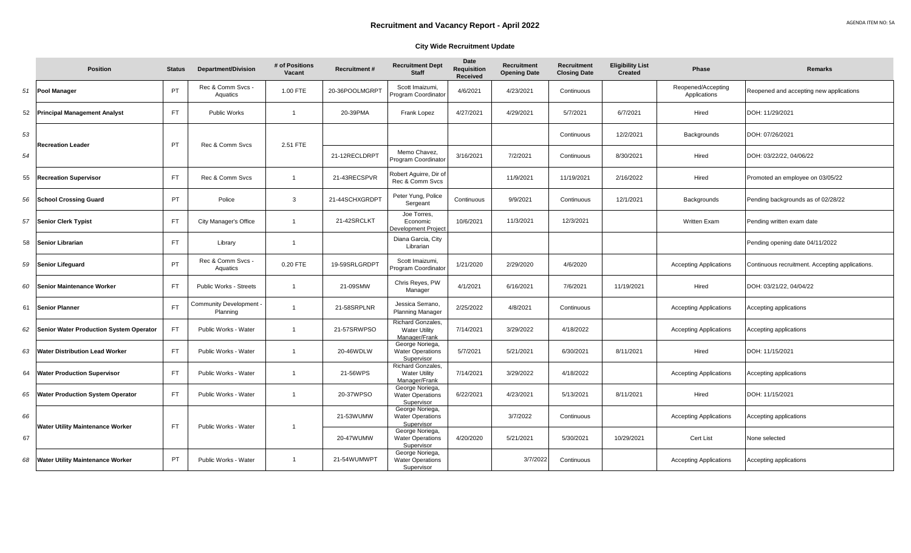AGENDA ITEM NO: 5A

# Recruitment and Vacancy Report - April 2022

## City Wide Recruitment Update

| | Position | Status | Department/Division | # of Positions Vacant | Recruitment # | Recruitment Dept Staff | Date Requisition Received | Recruitment Opening Date | Recruitment Closing Date | Eligibility List Created | Phase | Remarks |
|---|---|---|---|---|---|---|---|---|---|---|---|---|
| 51 | **Pool Manager** | PT | Rec & Comm Svcs - Aquatics | 1.00 FTE | 20-36POOLMGRPT | Scott Imaizumi, Program Coordinator | 4/6/2021 | 4/23/2021 | Continuous | | Reopened/Accepting Applications | Reopened and accepting new applications |
| 52 | **Principal Management Analyst** | FT | Public Works | 1 | 20-39PMA | Frank Lopez | 4/27/2021 | 4/29/2021 | 5/7/2021 | 6/7/2021 | Hired | DOH: 11/29/2021 |
| 53 | **Recreation Leader** | PT | Rec & Comm Svcs | 2.51 FTE | | | | | Continuous | 12/2/2021 | Backgrounds | DOH: 07/26/2021 |
| 54 | | | | | 21-12RECLDRPT | Memo Chavez, Program Coordinator | 3/16/2021 | 7/2/2021 | Continuous | 8/30/2021 | Hired | DOH: 03/22/22, 04/06/22 |
| 55 | **Recreation Supervisor** | FT | Rec & Comm Svcs | 1 | 21-43RECSPVR | Robert Aguirre, Dir of Rec & Comm Svcs | | 11/9/2021 | 11/19/2021 | 2/16/2022 | Hired | Promoted an employee on 03/05/22 |
| 56 | **School Crossing Guard** | PT | Police | 3 | 21-44SCHXGRDPT | Peter Yung, Police Sergeant | Continuous | 9/9/2021 | Continuous | 12/1/2021 | Backgrounds | Pending backgrounds as of 02/28/22 |
| 57 | **Senior Clerk Typist** | FT | City Manager's Office | 1 | 21-42SRCLKT | Joe Torres, Economic Development Project | 10/6/2021 | 11/3/2021 | 12/3/2021 | | Written Exam | Pending written exam date |
| 58 | **Senior Librarian** | FT | Library | 1 | | Diana Garcia, City Librarian | | | | | | Pending opening date 04/11/2022 |
| 59 | **Senior Lifeguard** | PT | Rec & Comm Svcs - Aquatics | 0.20 FTE | 19-59SRLGRDPT | Scott Imaizumi, Program Coordinator | 1/21/2020 | 2/29/2020 | 4/6/2020 | | Accepting Applications | Continuous recruitment. Accepting applications. |
| 60 | **Senior Maintenance Worker** | FT | Public Works - Streets | 1 | 21-09SMW | Chris Reyes, PW Manager | 4/1/2021 | 6/16/2021 | 7/6/2021 | 11/19/2021 | Hired | DOH: 03/21/22, 04/04/22 |
| 61 | **Senior Planner** | FT | Community Development - Planning | 1 | 21-58SRPLNR | Jessica Serrano, Planning Manager | 2/25/2022 | 4/8/2021 | Continuous | | Accepting Applications | Accepting applications |
| 62 | **Senior Water Production System Operator** | FT | Public Works - Water | 1 | 21-57SRWPSO | Richard Gonzales, Water Utility Manager/Frank | 7/14/2021 | 3/29/2022 | 4/18/2022 | | Accepting Applications | Accepting applications |
| 63 | **Water Distribution Lead Worker** | FT | Public Works - Water | 1 | 20-46WDLW | George Noriega, Water Operations Supervisor | 5/7/2021 | 5/21/2021 | 6/30/2021 | 8/11/2021 | Hired | DOH: 11/15/2021 |
| 64 | **Water Production Supervisor** | FT | Public Works - Water | 1 | 21-56WPS | Richard Gonzales, Water Utility Manager/Frank | 7/14/2021 | 3/29/2022 | 4/18/2022 | | Accepting Applications | Accepting applications |
| 65 | **Water Production System Operator** | FT | Public Works - Water | 1 | 20-37WPSO | George Noriega, Water Operations Supervisor | 6/22/2021 | 4/23/2021 | 5/13/2021 | 8/11/2021 | Hired | DOH: 11/15/2021 |
| 66 | **Water Utility Maintenance Worker** | FT | Public Works - Water | 1 | 21-53WUMW | George Noriega, Water Operations Supervisor | | 3/7/2022 | Continuous | | Accepting Applications | Accepting applications |
| 67 | | | | | 20-47WUMW | George Noriega, Water Operations Supervisor | 4/20/2020 | 5/21/2021 | 5/30/2021 | 10/29/2021 | Cert List | None selected |
| 68 | **Water Utility Maintenance Worker** | PT | Public Works - Water | 1 | 21-54WUMWPT | George Noriega, Water Operations Supervisor | | 3/7/2022 | Continuous | | Accepting Applications | Accepting applications |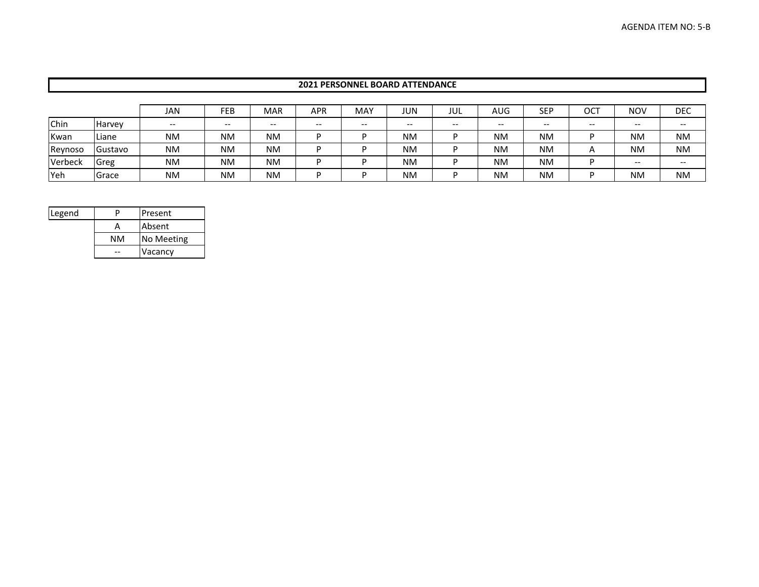AGENDA ITEM NO: 5-B

## 2021 PERSONNEL BOARD ATTENDANCE

| | | JAN | FEB | MAR | APR | MAY | JUN | JUL | AUG | SEP | OCT | NOV | DEC |
|---|---|---|---|---|---|---|---|---|---|---|---|---|---|
| Chin | Harvey | -- | -- | -- | -- | -- | -- | -- | -- | -- | -- | -- | -- |
| Kwan | Liane | NM | NM | NM | P | P | NM | P | NM | NM | P | NM | NM |
| Reynoso | Gustavo | NM | NM | NM | P | P | NM | P | NM | NM | A | NM | NM |
| Verbeck | Greg | NM | NM | NM | P | P | NM | P | NM | NM | P | -- | -- |
| Yeh | Grace | NM | NM | NM | P | P | NM | P | NM | NM | P | NM | NM |

| | | |
|---|---|---|
| Legend | P | Present |
| | A | Absent |
| | NM | No Meeting |
| | -- | Vacancy |